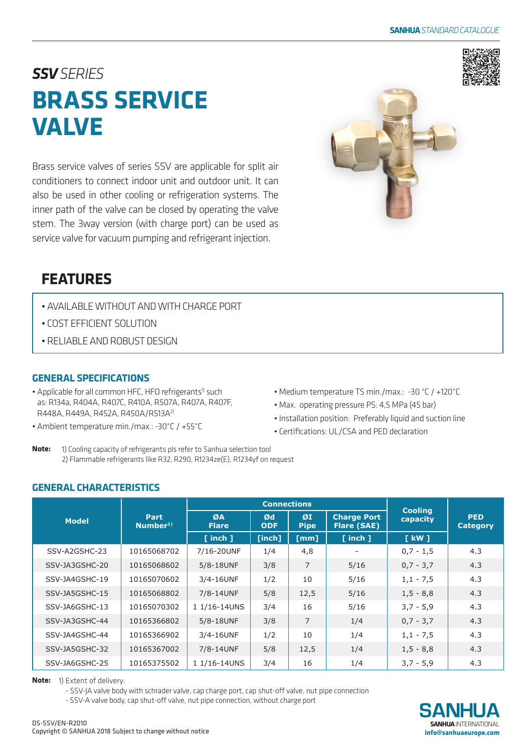## *SSV* SERIES

# BRASS SERVICE VALVE

Brass service valves of series SSV are applicable for split air conditioners to connect indoor unit and outdoor unit. It can also be used in other cooling or refrigeration systems. The inner path of the valve can be closed by operating the valve stem. The 3way version (with charge port) can be used as service valve for vacuum pumping and refrigerant injection.

## FEATURES

- AVAILABLE WITHOUT AND WITH CHARGE PORT
- COST EFFICIENT SOLUTION
- RELIABLE AND ROBUST DESIGN

### GENERAL SPECIFICATIONS

- Applicable for all common HFC, HFO refrigerants[1] such as: R134a, R404A, R407C, R410A, R507A, R407A, R407F, R448A, R449A, R452A, R450A/R513A[2]
- Ambient temperature min./max.: -30°C / +55°C
- Medium temperature TS min./max.: -30 °C / +120°C
- Max. operating pressure PS: 4,5 MPa (45 bar)
- Installation position: Preferably liquid and suction line
- Certifications: UL/CSA and PED declaration

**Note:** 1) Cooling capacity of refrigerants pls refer to Sanhua selection tool
2) Flammable refrigerants like R32, R290, R1234ze(E), R1234yf on request

### GENERAL CHARACTERISTICS

| Model | Part Number[1] | Connections | | | | Cooling capacity | PED Category |
|---|---|---|---|---|---|---|---|
| | | ØA Flare | Ød ODF | ØI Pipe | Charge Port Flare (SAE) | | |
| | | [ inch ] | [inch] | [mm] | [ inch ] | [ kW ] | |
| SSV-A2GSHC-23 | 10165068702 | 7/16-20UNF | 1/4 | 4,8 | - | 0,7 - 1,5 | 4.3 |
| SSV-JA3GSHC-20 | 10165068602 | 5/8-18UNF | 3/8 | 7 | 5/16 | 0,7 - 3,7 | 4.3 |
| SSV-JA4GSHC-19 | 10165070602 | 3/4-16UNF | 1/2 | 10 | 5/16 | 1,1 - 7,5 | 4.3 |
| SSV-JA5GSHC-15 | 10165068802 | 7/8-14UNF | 5/8 | 12,5 | 5/16 | 1,5 - 8,8 | 4.3 |
| SSV-JA6GSHC-13 | 10165070302 | 1 1/16-14UNS | 3/4 | 16 | 5/16 | 3,7 - 5,9 | 4.3 |
| SSV-JA3GSHC-44 | 10165366802 | 5/8-18UNF | 3/8 | 7 | 1/4 | 0,7 - 3,7 | 4.3 |
| SSV-JA4GSHC-44 | 10165366902 | 3/4-16UNF | 1/2 | 10 | 1/4 | 1,1 - 7,5 | 4.3 |
| SSV-JA5GSHC-32 | 10165367002 | 7/8-14UNF | 5/8 | 12,5 | 1/4 | 1,5 - 8,8 | 4.3 |
| SSV-JA6GSHC-25 | 10165375502 | 1 1/16-14UNS | 3/4 | 16 | 1/4 | 3,7 - 5,9 | 4.3 |

**Note:** 1) Extent of delivery:
- SSV-JA valve body with schrader valve, cap charge port, cap shut-off valve, nut pipe connection
- SSV-A valve body, cap shut-off valve, nut pipe connection, without charge port

DS-SSV/EN-R2010
Copyright © SANHUA 2018 Subject to change without notice

SANHUA INTERNATIONAL
info@sanhuaeurope.com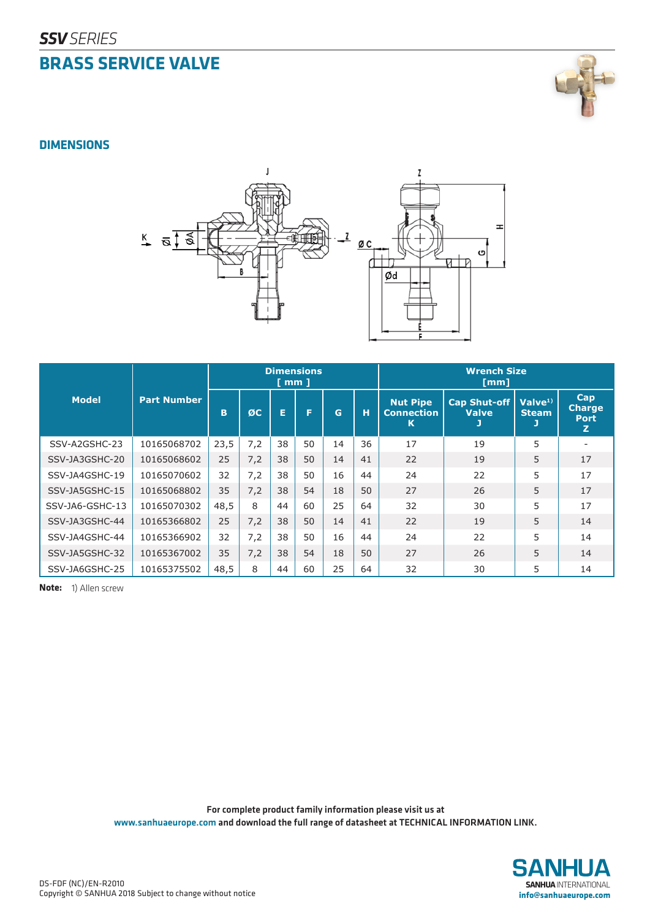# *SSV SERIES*

## BRASS SERVICE VALVE

### DIMENSIONS

| Model | Part Number | Dimensions [ mm ] | | | | | | Wrench Size [mm] | | | |
|---|---|---|---|---|---|---|---|---|---|---|---|
| | | B | ØC | E | F | G | H | Nut Pipe Connection K | Cap Shut-off Valve J | Valve[1] Steam J | Cap Charge Port Z |
| SSV-A2GSHC-23 | 10165068702 | 23,5 | 7,2 | 38 | 50 | 14 | 36 | 17 | 19 | 5 | - |
| SSV-JA3GSHC-20 | 10165068602 | 25 | 7,2 | 38 | 50 | 14 | 41 | 22 | 19 | 5 | 17 |
| SSV-JA4GSHC-19 | 10165070602 | 32 | 7,2 | 38 | 50 | 16 | 44 | 24 | 22 | 5 | 17 |
| SSV-JA5GSHC-15 | 10165068802 | 35 | 7,2 | 38 | 54 | 18 | 50 | 27 | 26 | 5 | 17 |
| SSV-JA6-GSHC-13 | 10165070302 | 48,5 | 8 | 44 | 60 | 25 | 64 | 32 | 30 | 5 | 17 |
| SSV-JA3GSHC-44 | 10165366802 | 25 | 7,2 | 38 | 50 | 14 | 41 | 22 | 19 | 5 | 14 |
| SSV-JA4GSHC-44 | 10165366902 | 32 | 7,2 | 38 | 50 | 16 | 44 | 24 | 22 | 5 | 14 |
| SSV-JA5GSHC-32 | 10165367002 | 35 | 7,2 | 38 | 54 | 18 | 50 | 27 | 26 | 5 | 14 |
| SSV-JA6GSHC-25 | 10165375502 | 48,5 | 8 | 44 | 60 | 25 | 64 | 32 | 30 | 5 | 14 |

**Note:** 1) Allen screw

**For complete product family information please visit us at www.sanhuaeurope.com and download the full range of datasheet at TECHNICAL INFORMATION LINK.**

DS-FDF (NC)/EN-R2010
Copyright © SANHUA 2018 Subject to change without notice

SANHUA
SANHUA INTERNATIONAL
info@sanhuaeurope.com